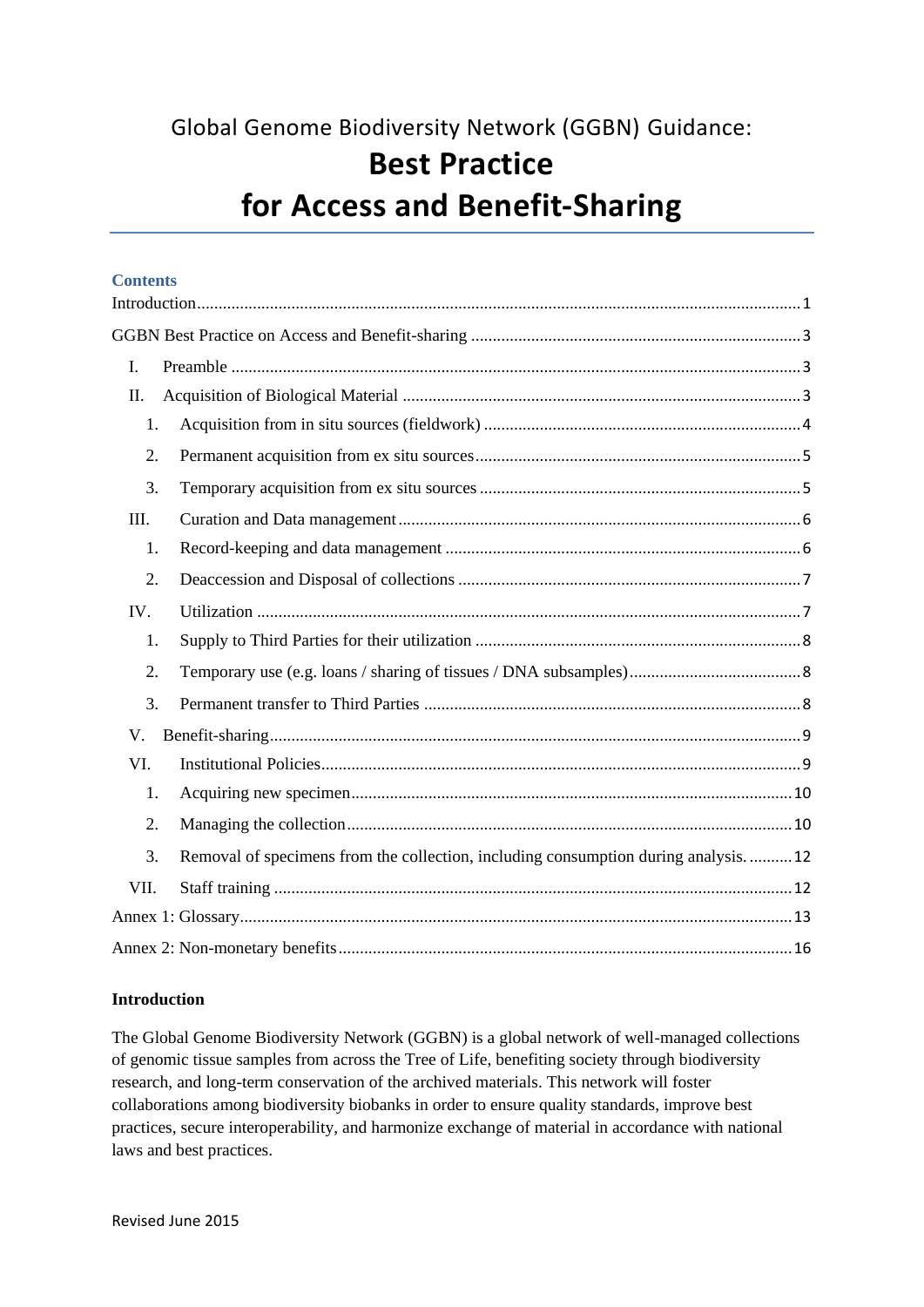# Global Genome Biodiversity Network (GGBN) Guidance: Best Practice for Access and Benefit-Sharing

**Contents**

Introduction ........ 1

GGBN Best Practice on Access and Benefit-sharing ........ 3

- I. Preamble ........ 3
- II. Acquisition of Biological Material ........ 3
  - 1. Acquisition from in situ sources (fieldwork) ........ 4
  - 2. Permanent acquisition from ex situ sources ........ 5
  - 3. Temporary acquisition from ex situ sources ........ 5
- III. Curation and Data management ........ 6
  - 1. Record-keeping and data management ........ 6
  - 2. Deaccession and Disposal of collections ........ 7
- IV. Utilization ........ 7
  - 1. Supply to Third Parties for their utilization ........ 8
  - 2. Temporary use (e.g. loans / sharing of tissues / DNA subsamples) ........ 8
  - 3. Permanent transfer to Third Parties ........ 8
- V. Benefit-sharing ........ 9
- VI. Institutional Policies ........ 9
  - 1. Acquiring new specimen ........ 10
  - 2. Managing the collection ........ 10
  - 3. Removal of specimens from the collection, including consumption during analysis. ........ 12
- VII. Staff training ........ 12

Annex 1: Glossary ........ 13

Annex 2: Non-monetary benefits ........ 16

## Introduction

The Global Genome Biodiversity Network (GGBN) is a global network of well-managed collections of genomic tissue samples from across the Tree of Life, benefiting society through biodiversity research, and long-term conservation of the archived materials. This network will foster collaborations among biodiversity biobanks in order to ensure quality standards, improve best practices, secure interoperability, and harmonize exchange of material in accordance with national laws and best practices.

Revised June 2015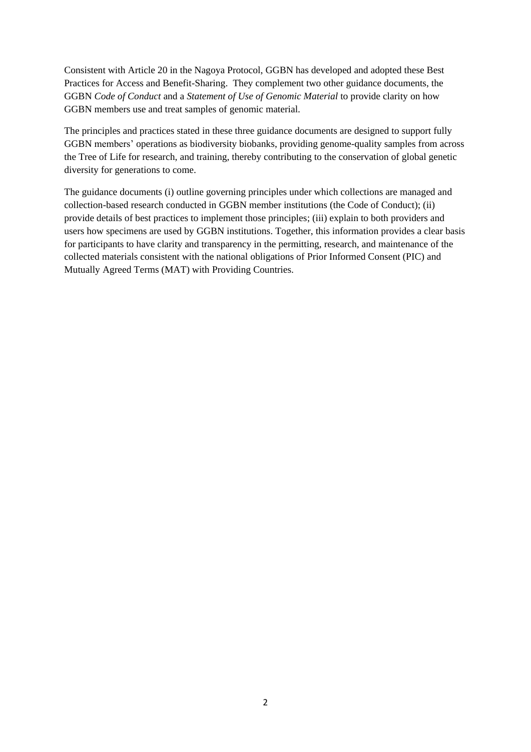Consistent with Article 20 in the Nagoya Protocol, GGBN has developed and adopted these Best Practices for Access and Benefit-Sharing.  They complement two other guidance documents, the GGBN *Code of Conduct* and a *Statement of Use of Genomic Material* to provide clarity on how GGBN members use and treat samples of genomic material.

The principles and practices stated in these three guidance documents are designed to support fully GGBN members' operations as biodiversity biobanks, providing genome-quality samples from across the Tree of Life for research, and training, thereby contributing to the conservation of global genetic diversity for generations to come.

The guidance documents (i) outline governing principles under which collections are managed and collection-based research conducted in GGBN member institutions (the Code of Conduct); (ii) provide details of best practices to implement those principles; (iii) explain to both providers and users how specimens are used by GGBN institutions. Together, this information provides a clear basis for participants to have clarity and transparency in the permitting, research, and maintenance of the collected materials consistent with the national obligations of Prior Informed Consent (PIC) and Mutually Agreed Terms (MAT) with Providing Countries.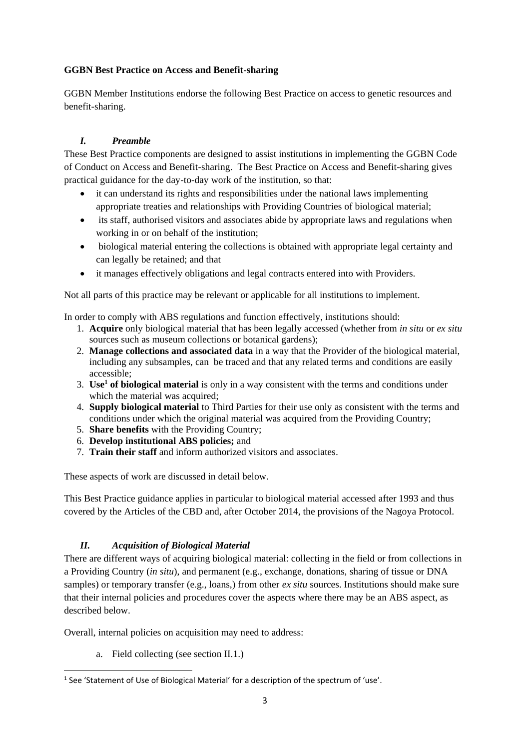**GGBN Best Practice on Access and Benefit-sharing**

GGBN Member Institutions endorse the following Best Practice on access to genetic resources and benefit-sharing.

## *I. Preamble*

These Best Practice components are designed to assist institutions in implementing the GGBN Code of Conduct on Access and Benefit-sharing. The Best Practice on Access and Benefit-sharing gives practical guidance for the day-to-day work of the institution, so that:

- it can understand its rights and responsibilities under the national laws implementing appropriate treaties and relationships with Providing Countries of biological material;
- its staff, authorised visitors and associates abide by appropriate laws and regulations when working in or on behalf of the institution;
- biological material entering the collections is obtained with appropriate legal certainty and can legally be retained; and that
- it manages effectively obligations and legal contracts entered into with Providers.

Not all parts of this practice may be relevant or applicable for all institutions to implement.

In order to comply with ABS regulations and function effectively, institutions should:

1. **Acquire** only biological material that has been legally accessed (whether from *in situ* or *ex situ* sources such as museum collections or botanical gardens);
2. **Manage collections and associated data** in a way that the Provider of the biological material, including any subsamples, can be traced and that any related terms and conditions are easily accessible;
3. **Use[1] of biological material** is only in a way consistent with the terms and conditions under which the material was acquired;
4. **Supply biological material** to Third Parties for their use only as consistent with the terms and conditions under which the original material was acquired from the Providing Country;
5. **Share benefits** with the Providing Country;
6. **Develop institutional ABS policies;** and
7. **Train their staff** and inform authorized visitors and associates.

These aspects of work are discussed in detail below.

This Best Practice guidance applies in particular to biological material accessed after 1993 and thus covered by the Articles of the CBD and, after October 2014, the provisions of the Nagoya Protocol.

## *II. Acquisition of Biological Material*

There are different ways of acquiring biological material: collecting in the field or from collections in a Providing Country (*in situ*), and permanent (e.g., exchange, donations, sharing of tissue or DNA samples) or temporary transfer (e.g., loans,) from other *ex situ* sources. Institutions should make sure that their internal policies and procedures cover the aspects where there may be an ABS aspect, as described below.

Overall, internal policies on acquisition may need to address:

a. Field collecting (see section II.1.)

[1] See 'Statement of Use of Biological Material' for a description of the spectrum of 'use'.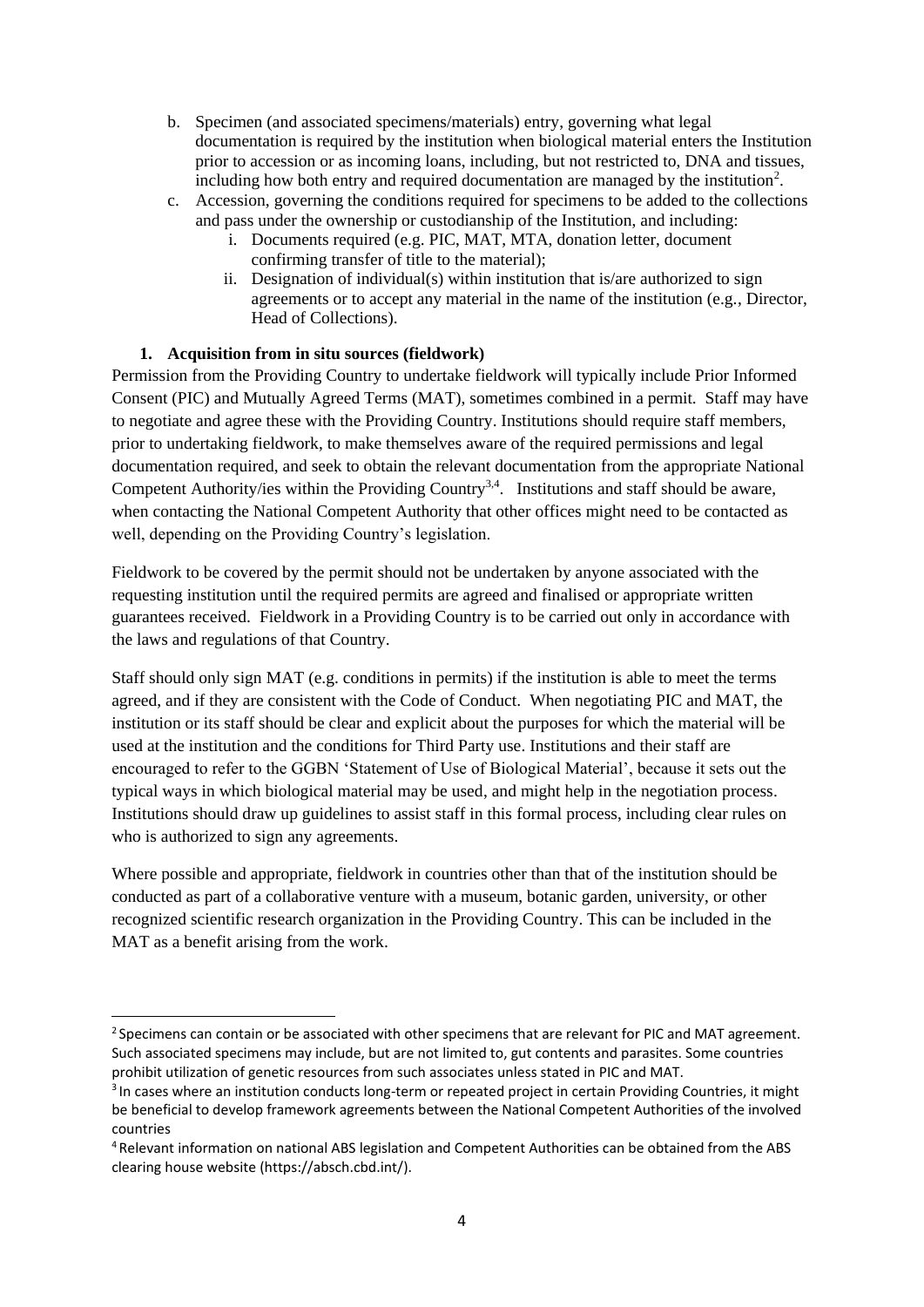b. Specimen (and associated specimens/materials) entry, governing what legal documentation is required by the institution when biological material enters the Institution prior to accession or as incoming loans, including, but not restricted to, DNA and tissues, including how both entry and required documentation are managed by the institution[2].

c. Accession, governing the conditions required for specimens to be added to the collections and pass under the ownership or custodianship of the Institution, and including:

   i. Documents required (e.g. PIC, MAT, MTA, donation letter, document confirming transfer of title to the material);

   ii. Designation of individual(s) within institution that is/are authorized to sign agreements or to accept any material in the name of the institution (e.g., Director, Head of Collections).

**1. Acquisition from in situ sources (fieldwork)**

Permission from the Providing Country to undertake fieldwork will typically include Prior Informed Consent (PIC) and Mutually Agreed Terms (MAT), sometimes combined in a permit. Staff may have to negotiate and agree these with the Providing Country. Institutions should require staff members, prior to undertaking fieldwork, to make themselves aware of the required permissions and legal documentation required, and seek to obtain the relevant documentation from the appropriate National Competent Authority/ies within the Providing Country[3,4]. Institutions and staff should be aware, when contacting the National Competent Authority that other offices might need to be contacted as well, depending on the Providing Country's legislation.

Fieldwork to be covered by the permit should not be undertaken by anyone associated with the requesting institution until the required permits are agreed and finalised or appropriate written guarantees received. Fieldwork in a Providing Country is to be carried out only in accordance with the laws and regulations of that Country.

Staff should only sign MAT (e.g. conditions in permits) if the institution is able to meet the terms agreed, and if they are consistent with the Code of Conduct. When negotiating PIC and MAT, the institution or its staff should be clear and explicit about the purposes for which the material will be used at the institution and the conditions for Third Party use. Institutions and their staff are encouraged to refer to the GGBN 'Statement of Use of Biological Material', because it sets out the typical ways in which biological material may be used, and might help in the negotiation process. Institutions should draw up guidelines to assist staff in this formal process, including clear rules on who is authorized to sign any agreements.

Where possible and appropriate, fieldwork in countries other than that of the institution should be conducted as part of a collaborative venture with a museum, botanic garden, university, or other recognized scientific research organization in the Providing Country. This can be included in the MAT as a benefit arising from the work.

---

[2] Specimens can contain or be associated with other specimens that are relevant for PIC and MAT agreement. Such associated specimens may include, but are not limited to, gut contents and parasites. Some countries prohibit utilization of genetic resources from such associates unless stated in PIC and MAT.

[3] In cases where an institution conducts long-term or repeated project in certain Providing Countries, it might be beneficial to develop framework agreements between the National Competent Authorities of the involved countries

[4] Relevant information on national ABS legislation and Competent Authorities can be obtained from the ABS clearing house website (https://absch.cbd.int/).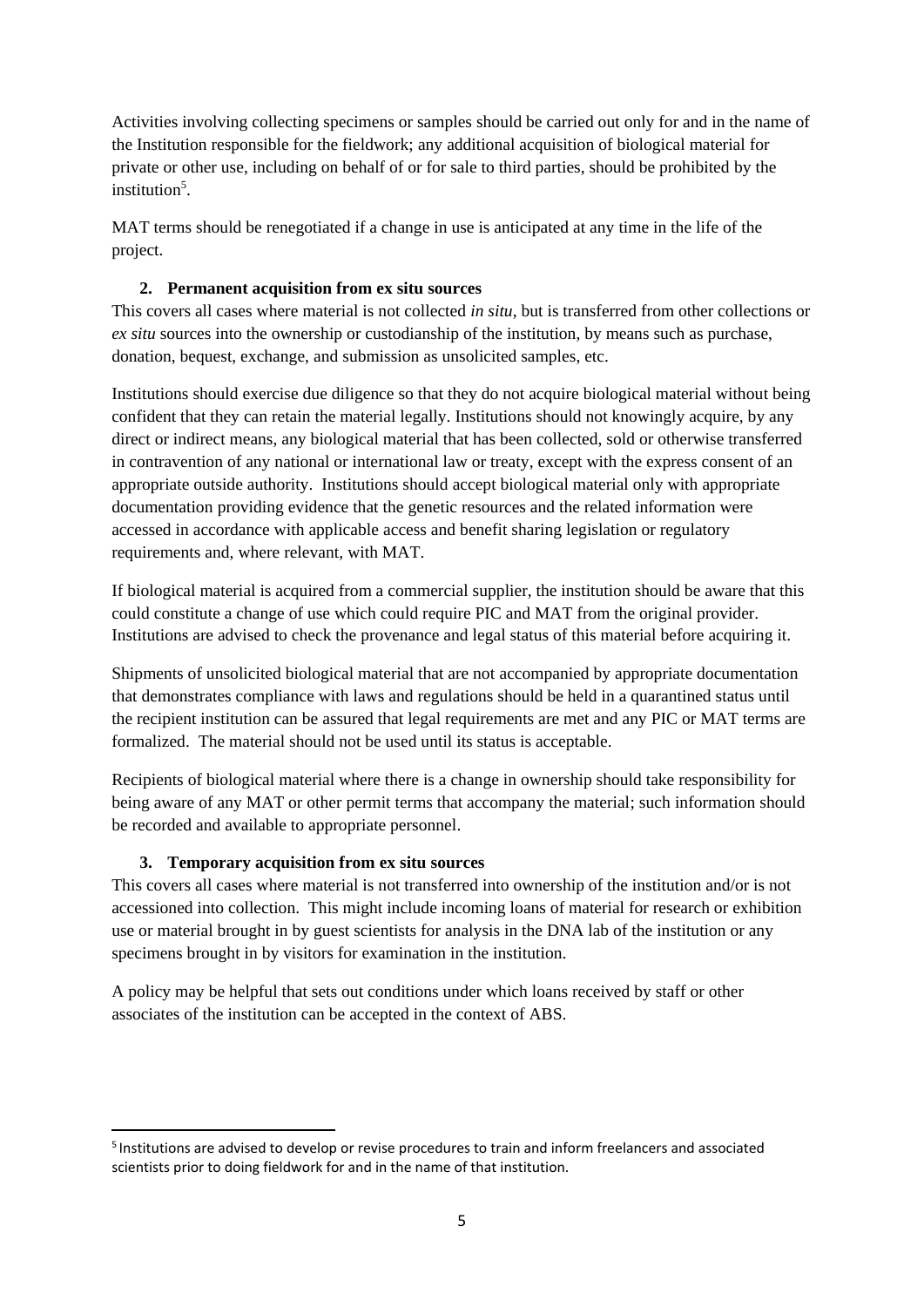Activities involving collecting specimens or samples should be carried out only for and in the name of the Institution responsible for the fieldwork; any additional acquisition of biological material for private or other use, including on behalf of or for sale to third parties, should be prohibited by the institution[5].

MAT terms should be renegotiated if a change in use is anticipated at any time in the life of the project.

### 2. Permanent acquisition from ex situ sources

This covers all cases where material is not collected *in situ*, but is transferred from other collections or *ex situ* sources into the ownership or custodianship of the institution, by means such as purchase, donation, bequest, exchange, and submission as unsolicited samples, etc.

Institutions should exercise due diligence so that they do not acquire biological material without being confident that they can retain the material legally. Institutions should not knowingly acquire, by any direct or indirect means, any biological material that has been collected, sold or otherwise transferred in contravention of any national or international law or treaty, except with the express consent of an appropriate outside authority. Institutions should accept biological material only with appropriate documentation providing evidence that the genetic resources and the related information were accessed in accordance with applicable access and benefit sharing legislation or regulatory requirements and, where relevant, with MAT.

If biological material is acquired from a commercial supplier, the institution should be aware that this could constitute a change of use which could require PIC and MAT from the original provider. Institutions are advised to check the provenance and legal status of this material before acquiring it.

Shipments of unsolicited biological material that are not accompanied by appropriate documentation that demonstrates compliance with laws and regulations should be held in a quarantined status until the recipient institution can be assured that legal requirements are met and any PIC or MAT terms are formalized. The material should not be used until its status is acceptable.

Recipients of biological material where there is a change in ownership should take responsibility for being aware of any MAT or other permit terms that accompany the material; such information should be recorded and available to appropriate personnel.

### 3. Temporary acquisition from ex situ sources

This covers all cases where material is not transferred into ownership of the institution and/or is not accessioned into collection. This might include incoming loans of material for research or exhibition use or material brought in by guest scientists for analysis in the DNA lab of the institution or any specimens brought in by visitors for examination in the institution.

A policy may be helpful that sets out conditions under which loans received by staff or other associates of the institution can be accepted in the context of ABS.

---

[5] Institutions are advised to develop or revise procedures to train and inform freelancers and associated scientists prior to doing fieldwork for and in the name of that institution.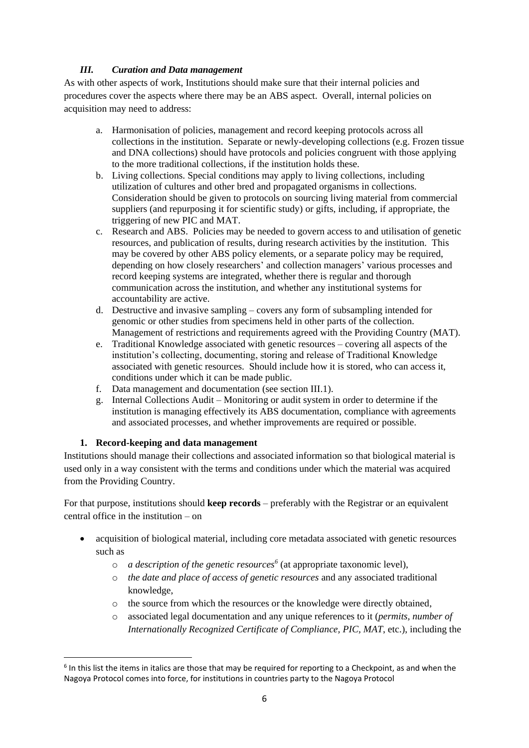### *III. Curation and Data management*

As with other aspects of work, Institutions should make sure that their internal policies and procedures cover the aspects where there may be an ABS aspect. Overall, internal policies on acquisition may need to address:

a. Harmonisation of policies, management and record keeping protocols across all collections in the institution. Separate or newly-developing collections (e.g. Frozen tissue and DNA collections) should have protocols and policies congruent with those applying to the more traditional collections, if the institution holds these.
b. Living collections. Special conditions may apply to living collections, including utilization of cultures and other bred and propagated organisms in collections. Consideration should be given to protocols on sourcing living material from commercial suppliers (and repurposing it for scientific study) or gifts, including, if appropriate, the triggering of new PIC and MAT.
c. Research and ABS. Policies may be needed to govern access to and utilisation of genetic resources, and publication of results, during research activities by the institution. This may be covered by other ABS policy elements, or a separate policy may be required, depending on how closely researchers' and collection managers' various processes and record keeping systems are integrated, whether there is regular and thorough communication across the institution, and whether any institutional systems for accountability are active.
d. Destructive and invasive sampling – covers any form of subsampling intended for genomic or other studies from specimens held in other parts of the collection. Management of restrictions and requirements agreed with the Providing Country (MAT).
e. Traditional Knowledge associated with genetic resources – covering all aspects of the institution's collecting, documenting, storing and release of Traditional Knowledge associated with genetic resources. Should include how it is stored, who can access it, conditions under which it can be made public.
f. Data management and documentation (see section III.1).
g. Internal Collections Audit – Monitoring or audit system in order to determine if the institution is managing effectively its ABS documentation, compliance with agreements and associated processes, and whether improvements are required or possible.

#### 1. Record-keeping and data management

Institutions should manage their collections and associated information so that biological material is used only in a way consistent with the terms and conditions under which the material was acquired from the Providing Country.

For that purpose, institutions should **keep records** – preferably with the Registrar or an equivalent central office in the institution – on

- acquisition of biological material, including core metadata associated with genetic resources such as
  - *a description of the genetic resources*[6] (at appropriate taxonomic level),
  - *the date and place of access of genetic resources* and any associated traditional knowledge,
  - the source from which the resources or the knowledge were directly obtained,
  - associated legal documentation and any unique references to it (*permits, number of Internationally Recognized Certificate of Compliance, PIC, MAT*, etc.), including the

[6] In this list the items in italics are those that may be required for reporting to a Checkpoint, as and when the Nagoya Protocol comes into force, for institutions in countries party to the Nagoya Protocol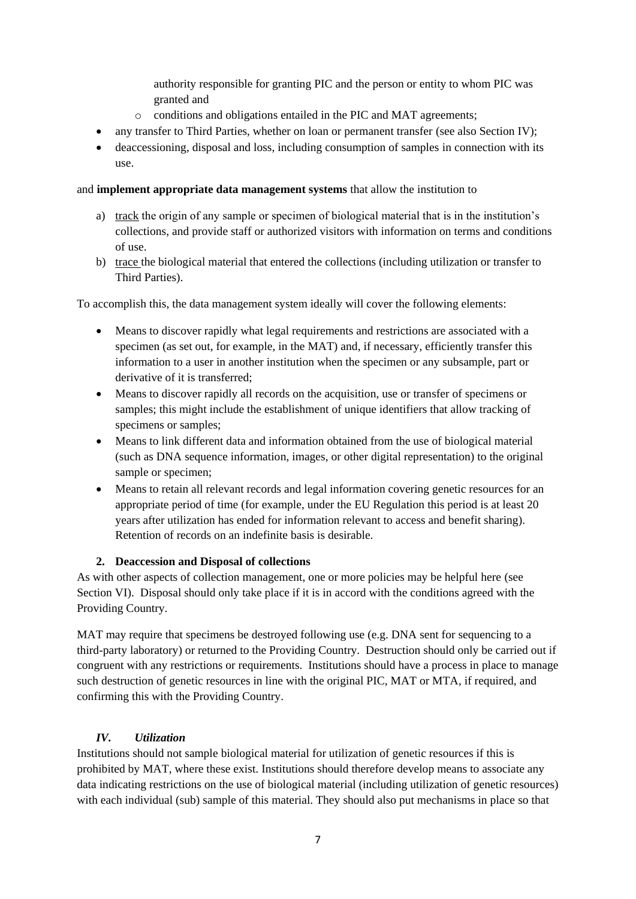authority responsible for granting PIC and the person or entity to whom PIC was granted and

  - conditions and obligations entailed in the PIC and MAT agreements;
- any transfer to Third Parties, whether on loan or permanent transfer (see also Section IV);
- deaccessioning, disposal and loss, including consumption of samples in connection with its use.

and **implement appropriate data management systems** that allow the institution to

a) <u>track</u> the origin of any sample or specimen of biological material that is in the institution's collections, and provide staff or authorized visitors with information on terms and conditions of use.

b) <u>trace</u> the biological material that entered the collections (including utilization or transfer to Third Parties).

To accomplish this, the data management system ideally will cover the following elements:

- Means to discover rapidly what legal requirements and restrictions are associated with a specimen (as set out, for example, in the MAT) and, if necessary, efficiently transfer this information to a user in another institution when the specimen or any subsample, part or derivative of it is transferred;
- Means to discover rapidly all records on the acquisition, use or transfer of specimens or samples; this might include the establishment of unique identifiers that allow tracking of specimens or samples;
- Means to link different data and information obtained from the use of biological material (such as DNA sequence information, images, or other digital representation) to the original sample or specimen;
- Means to retain all relevant records and legal information covering genetic resources for an appropriate period of time (for example, under the EU Regulation this period is at least 20 years after utilization has ended for information relevant to access and benefit sharing). Retention of records on an indefinite basis is desirable.

### 2. Deaccession and Disposal of collections

As with other aspects of collection management, one or more policies may be helpful here (see Section VI). Disposal should only take place if it is in accord with the conditions agreed with the Providing Country.

MAT may require that specimens be destroyed following use (e.g. DNA sent for sequencing to a third-party laboratory) or returned to the Providing Country. Destruction should only be carried out if congruent with any restrictions or requirements. Institutions should have a process in place to manage such destruction of genetic resources in line with the original PIC, MAT or MTA, if required, and confirming this with the Providing Country.

## *IV. Utilization*

Institutions should not sample biological material for utilization of genetic resources if this is prohibited by MAT, where these exist. Institutions should therefore develop means to associate any data indicating restrictions on the use of biological material (including utilization of genetic resources) with each individual (sub) sample of this material. They should also put mechanisms in place so that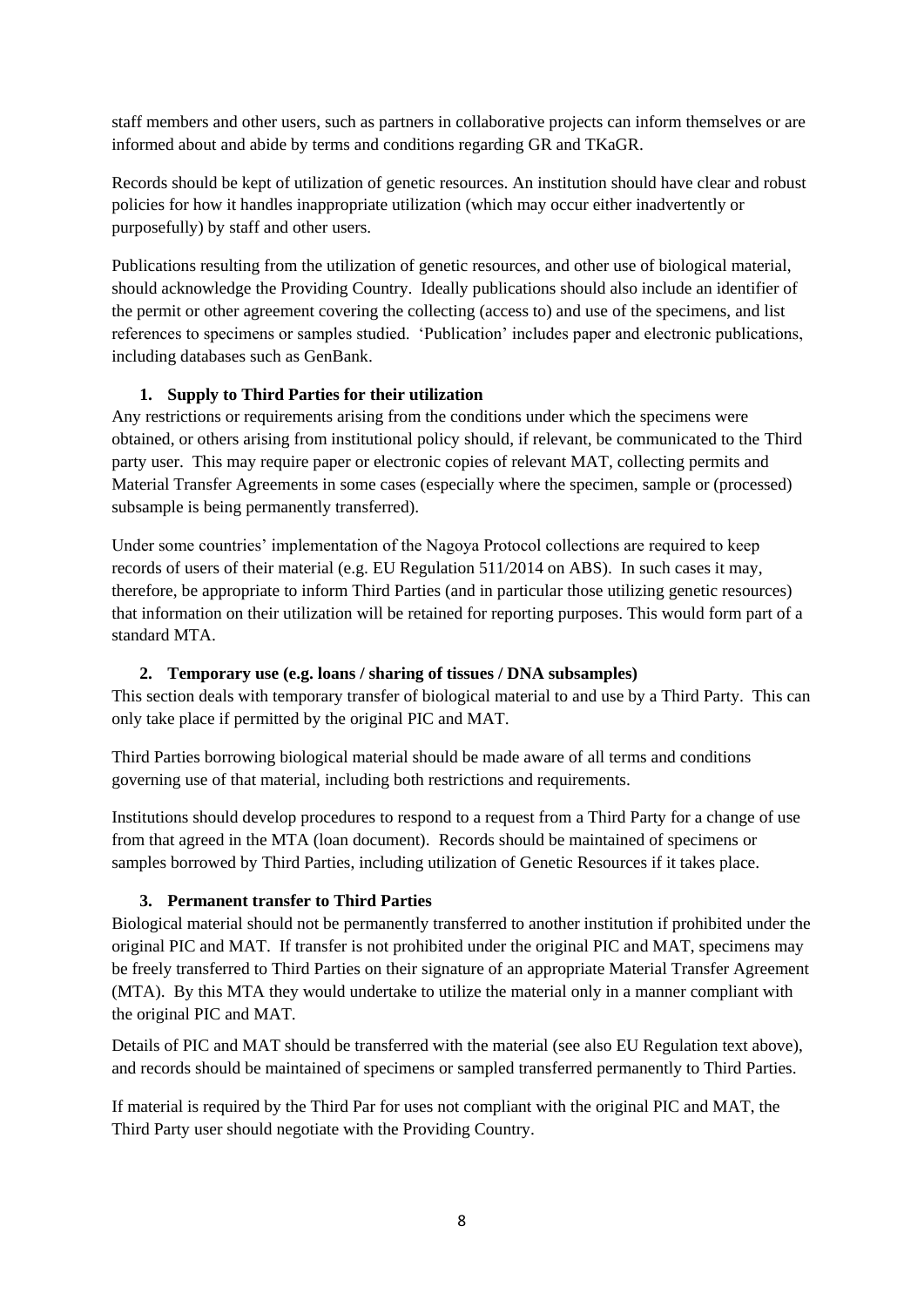staff members and other users, such as partners in collaborative projects can inform themselves or are informed about and abide by terms and conditions regarding GR and TKaGR.

Records should be kept of utilization of genetic resources. An institution should have clear and robust policies for how it handles inappropriate utilization (which may occur either inadvertently or purposefully) by staff and other users.

Publications resulting from the utilization of genetic resources, and other use of biological material, should acknowledge the Providing Country. Ideally publications should also include an identifier of the permit or other agreement covering the collecting (access to) and use of the specimens, and list references to specimens or samples studied. 'Publication' includes paper and electronic publications, including databases such as GenBank.

**1. Supply to Third Parties for their utilization**

Any restrictions or requirements arising from the conditions under which the specimens were obtained, or others arising from institutional policy should, if relevant, be communicated to the Third party user. This may require paper or electronic copies of relevant MAT, collecting permits and Material Transfer Agreements in some cases (especially where the specimen, sample or (processed) subsample is being permanently transferred).

Under some countries' implementation of the Nagoya Protocol collections are required to keep records of users of their material (e.g. EU Regulation 511/2014 on ABS). In such cases it may, therefore, be appropriate to inform Third Parties (and in particular those utilizing genetic resources) that information on their utilization will be retained for reporting purposes. This would form part of a standard MTA.

**2. Temporary use (e.g. loans / sharing of tissues / DNA subsamples)**

This section deals with temporary transfer of biological material to and use by a Third Party. This can only take place if permitted by the original PIC and MAT.

Third Parties borrowing biological material should be made aware of all terms and conditions governing use of that material, including both restrictions and requirements.

Institutions should develop procedures to respond to a request from a Third Party for a change of use from that agreed in the MTA (loan document). Records should be maintained of specimens or samples borrowed by Third Parties, including utilization of Genetic Resources if it takes place.

**3. Permanent transfer to Third Parties**

Biological material should not be permanently transferred to another institution if prohibited under the original PIC and MAT. If transfer is not prohibited under the original PIC and MAT, specimens may be freely transferred to Third Parties on their signature of an appropriate Material Transfer Agreement (MTA). By this MTA they would undertake to utilize the material only in a manner compliant with the original PIC and MAT.

Details of PIC and MAT should be transferred with the material (see also EU Regulation text above), and records should be maintained of specimens or sampled transferred permanently to Third Parties.

If material is required by the Third Par for uses not compliant with the original PIC and MAT, the Third Party user should negotiate with the Providing Country.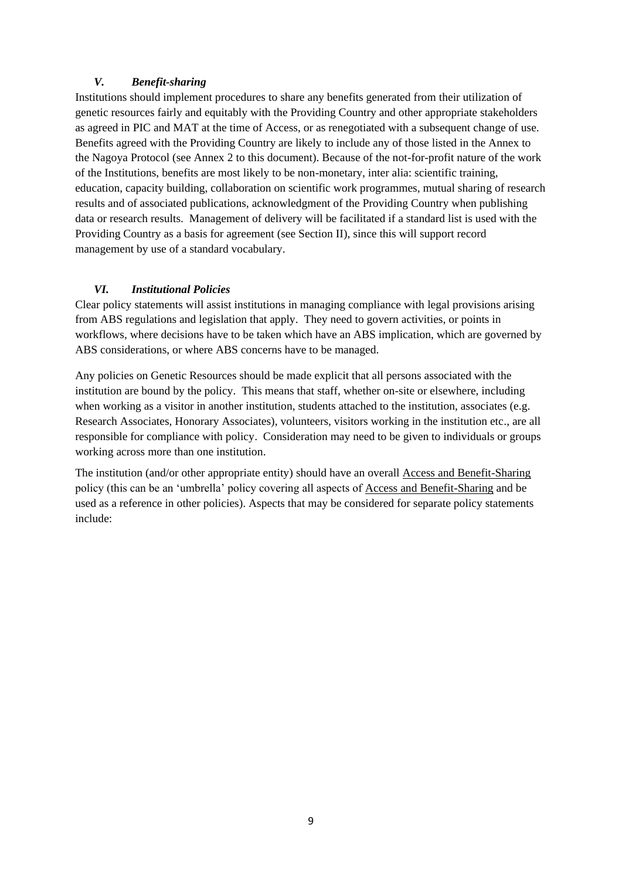### *V. Benefit-sharing*

Institutions should implement procedures to share any benefits generated from their utilization of genetic resources fairly and equitably with the Providing Country and other appropriate stakeholders as agreed in PIC and MAT at the time of Access, or as renegotiated with a subsequent change of use. Benefits agreed with the Providing Country are likely to include any of those listed in the Annex to the Nagoya Protocol (see Annex 2 to this document). Because of the not-for-profit nature of the work of the Institutions, benefits are most likely to be non-monetary, inter alia: scientific training, education, capacity building, collaboration on scientific work programmes, mutual sharing of research results and of associated publications, acknowledgment of the Providing Country when publishing data or research results. Management of delivery will be facilitated if a standard list is used with the Providing Country as a basis for agreement (see Section II), since this will support record management by use of a standard vocabulary.

### *VI. Institutional Policies*

Clear policy statements will assist institutions in managing compliance with legal provisions arising from ABS regulations and legislation that apply. They need to govern activities, or points in workflows, where decisions have to be taken which have an ABS implication, which are governed by ABS considerations, or where ABS concerns have to be managed.

Any policies on Genetic Resources should be made explicit that all persons associated with the institution are bound by the policy. This means that staff, whether on-site or elsewhere, including when working as a visitor in another institution, students attached to the institution, associates (e.g. Research Associates, Honorary Associates), volunteers, visitors working in the institution etc., are all responsible for compliance with policy. Consideration may need to be given to individuals or groups working across more than one institution.

The institution (and/or other appropriate entity) should have an overall Access and Benefit-Sharing policy (this can be an 'umbrella' policy covering all aspects of Access and Benefit-Sharing and be used as a reference in other policies). Aspects that may be considered for separate policy statements include: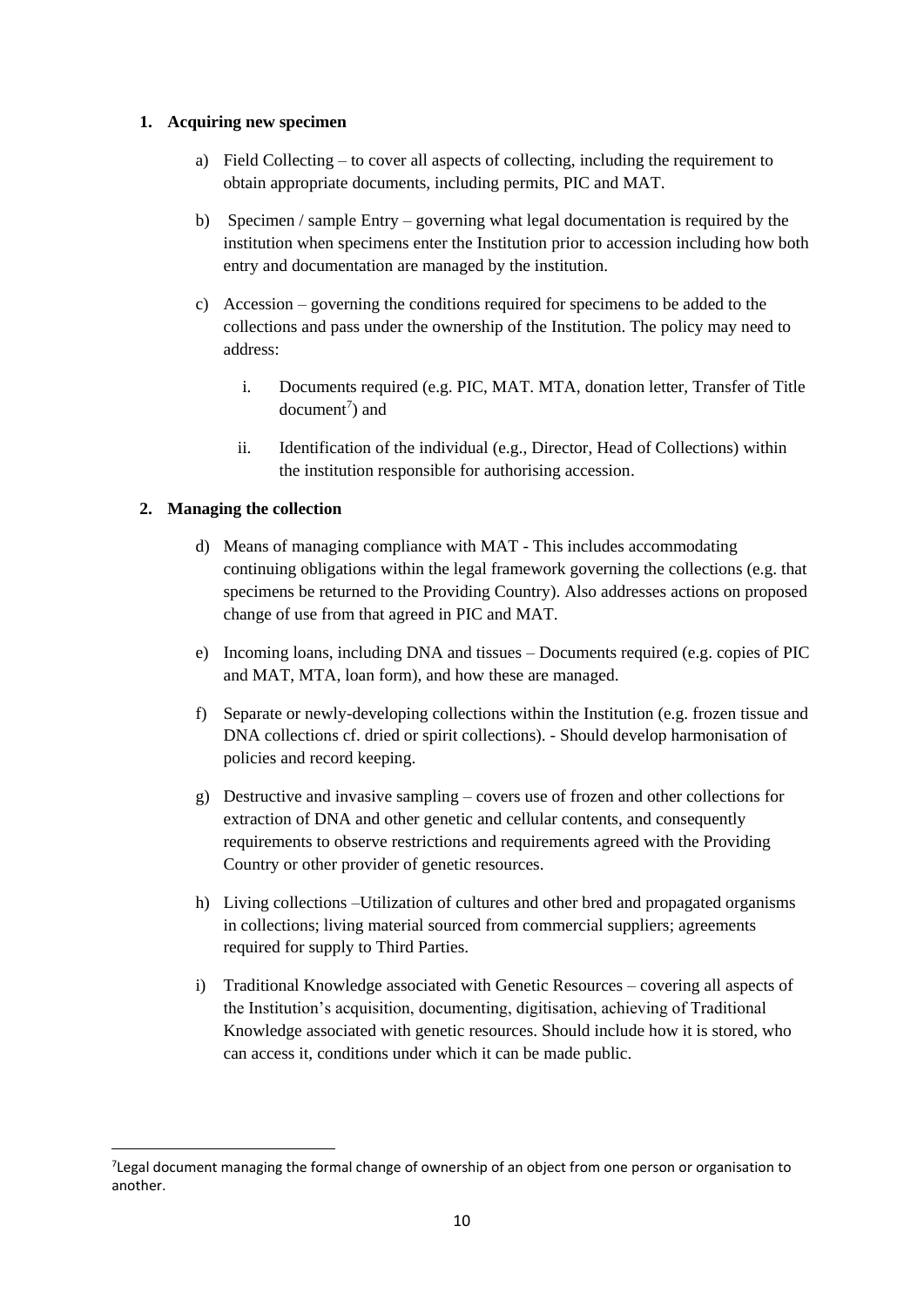1. **Acquiring new specimen**

   a) Field Collecting – to cover all aspects of collecting, including the requirement to obtain appropriate documents, including permits, PIC and MAT.

   b) Specimen / sample Entry – governing what legal documentation is required by the institution when specimens enter the Institution prior to accession including how both entry and documentation are managed by the institution.

   c) Accession – governing the conditions required for specimens to be added to the collections and pass under the ownership of the Institution. The policy may need to address:

      i. Documents required (e.g. PIC, MAT. MTA, donation letter, Transfer of Title document[7]) and

      ii. Identification of the individual (e.g., Director, Head of Collections) within the institution responsible for authorising accession.

2. **Managing the collection**

   d) Means of managing compliance with MAT - This includes accommodating continuing obligations within the legal framework governing the collections (e.g. that specimens be returned to the Providing Country). Also addresses actions on proposed change of use from that agreed in PIC and MAT.

   e) Incoming loans, including DNA and tissues – Documents required (e.g. copies of PIC and MAT, MTA, loan form), and how these are managed.

   f) Separate or newly-developing collections within the Institution (e.g. frozen tissue and DNA collections cf. dried or spirit collections). - Should develop harmonisation of policies and record keeping.

   g) Destructive and invasive sampling – covers use of frozen and other collections for extraction of DNA and other genetic and cellular contents, and consequently requirements to observe restrictions and requirements agreed with the Providing Country or other provider of genetic resources.

   h) Living collections –Utilization of cultures and other bred and propagated organisms in collections; living material sourced from commercial suppliers; agreements required for supply to Third Parties.

   i) Traditional Knowledge associated with Genetic Resources – covering all aspects of the Institution's acquisition, documenting, digitisation, achieving of Traditional Knowledge associated with genetic resources. Should include how it is stored, who can access it, conditions under which it can be made public.

[7] Legal document managing the formal change of ownership of an object from one person or organisation to another.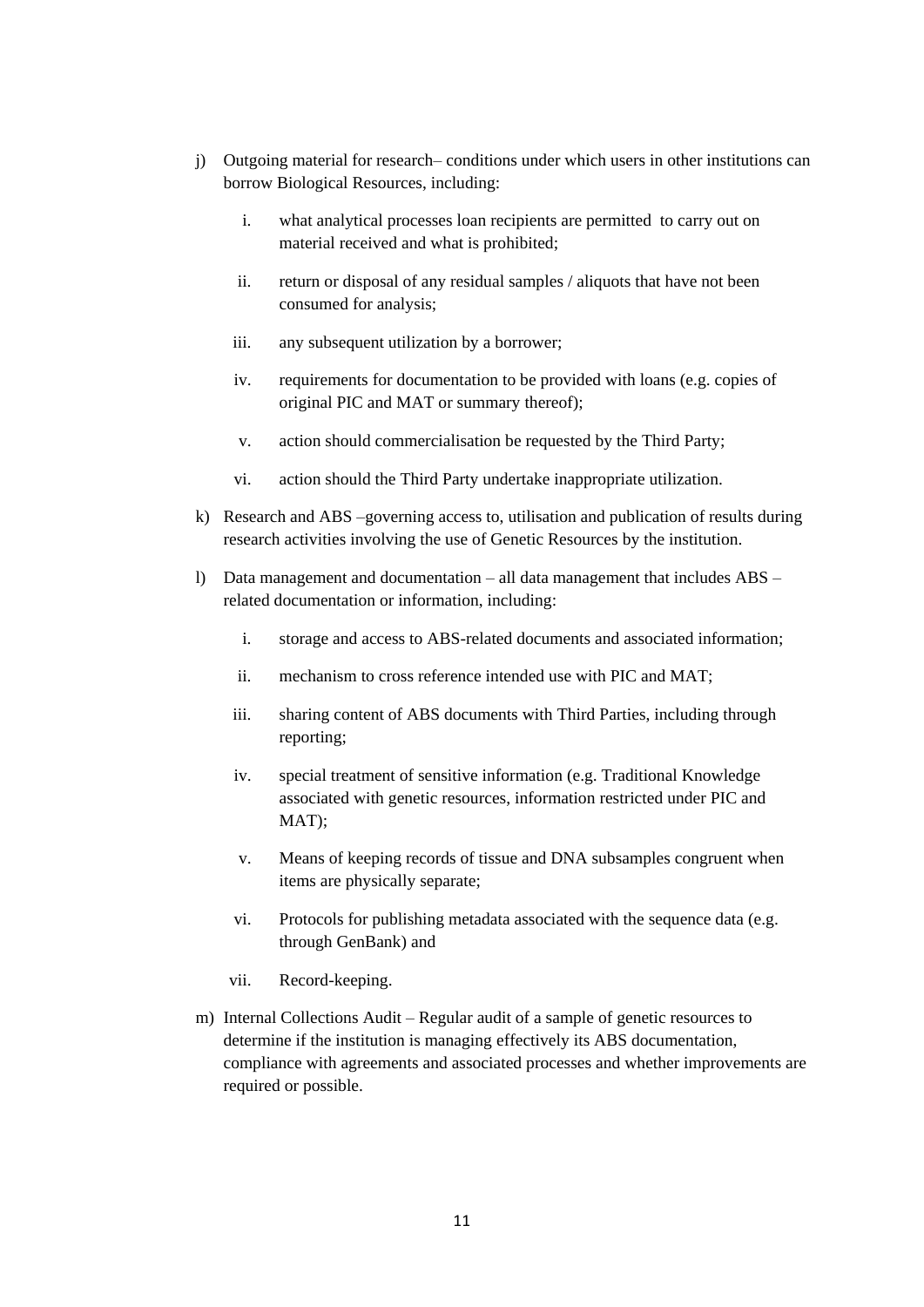j) Outgoing material for research– conditions under which users in other institutions can borrow Biological Resources, including:

   i. what analytical processes loan recipients are permitted to carry out on material received and what is prohibited;

   ii. return or disposal of any residual samples / aliquots that have not been consumed for analysis;

   iii. any subsequent utilization by a borrower;

   iv. requirements for documentation to be provided with loans (e.g. copies of original PIC and MAT or summary thereof);

   v. action should commercialisation be requested by the Third Party;

   vi. action should the Third Party undertake inappropriate utilization.

k) Research and ABS –governing access to, utilisation and publication of results during research activities involving the use of Genetic Resources by the institution.

l) Data management and documentation – all data management that includes ABS – related documentation or information, including:

   i. storage and access to ABS-related documents and associated information;

   ii. mechanism to cross reference intended use with PIC and MAT;

   iii. sharing content of ABS documents with Third Parties, including through reporting;

   iv. special treatment of sensitive information (e.g. Traditional Knowledge associated with genetic resources, information restricted under PIC and MAT);

   v. Means of keeping records of tissue and DNA subsamples congruent when items are physically separate;

   vi. Protocols for publishing metadata associated with the sequence data (e.g. through GenBank) and

   vii. Record-keeping.

m) Internal Collections Audit – Regular audit of a sample of genetic resources to determine if the institution is managing effectively its ABS documentation, compliance with agreements and associated processes and whether improvements are required or possible.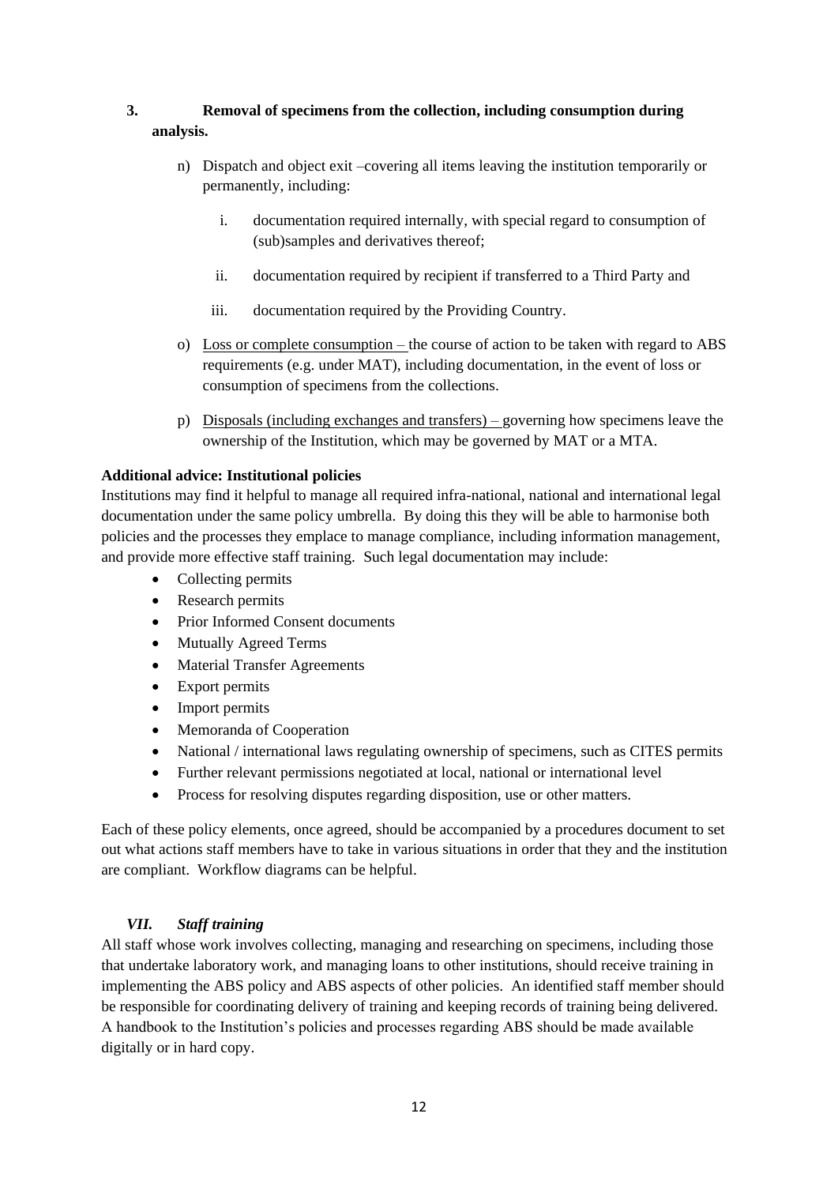**3. Removal of specimens from the collection, including consumption during analysis.**

n) Dispatch and object exit –covering all items leaving the institution temporarily or permanently, including:

   i. documentation required internally, with special regard to consumption of (sub)samples and derivatives thereof;

   ii. documentation required by recipient if transferred to a Third Party and

   iii. documentation required by the Providing Country.

o) Loss or complete consumption – the course of action to be taken with regard to ABS requirements (e.g. under MAT), including documentation, in the event of loss or consumption of specimens from the collections.

p) Disposals (including exchanges and transfers) – governing how specimens leave the ownership of the Institution, which may be governed by MAT or a MTA.

**Additional advice: Institutional policies**

Institutions may find it helpful to manage all required infra-national, national and international legal documentation under the same policy umbrella. By doing this they will be able to harmonise both policies and the processes they emplace to manage compliance, including information management, and provide more effective staff training. Such legal documentation may include:

- Collecting permits
- Research permits
- Prior Informed Consent documents
- Mutually Agreed Terms
- Material Transfer Agreements
- Export permits
- Import permits
- Memoranda of Cooperation
- National / international laws regulating ownership of specimens, such as CITES permits
- Further relevant permissions negotiated at local, national or international level
- Process for resolving disputes regarding disposition, use or other matters.

Each of these policy elements, once agreed, should be accompanied by a procedures document to set out what actions staff members have to take in various situations in order that they and the institution are compliant. Workflow diagrams can be helpful.

### *VII. Staff training*

All staff whose work involves collecting, managing and researching on specimens, including those that undertake laboratory work, and managing loans to other institutions, should receive training in implementing the ABS policy and ABS aspects of other policies. An identified staff member should be responsible for coordinating delivery of training and keeping records of training being delivered. A handbook to the Institution's policies and processes regarding ABS should be made available digitally or in hard copy.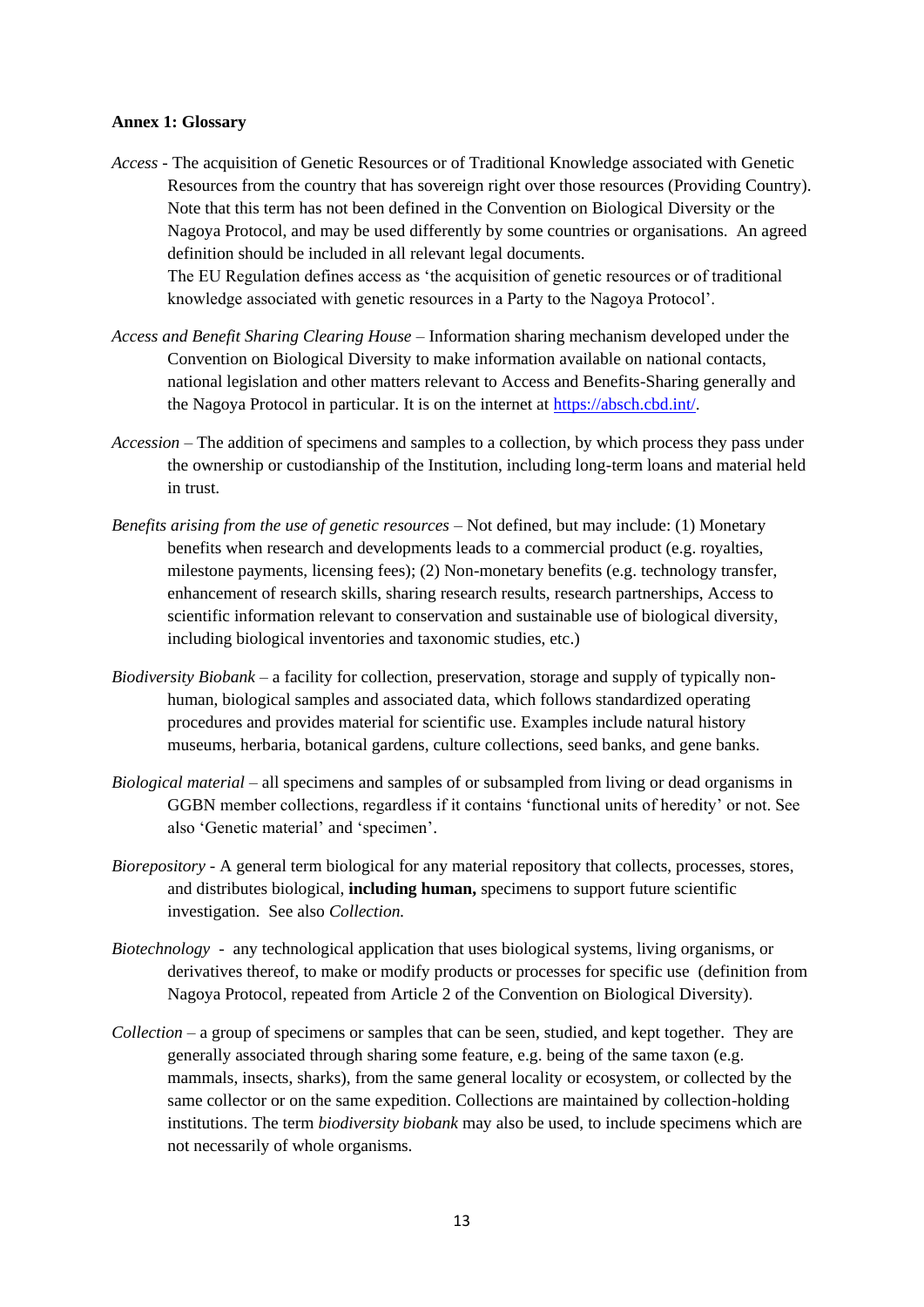**Annex 1: Glossary**

*Access* - The acquisition of Genetic Resources or of Traditional Knowledge associated with Genetic Resources from the country that has sovereign right over those resources (Providing Country). Note that this term has not been defined in the Convention on Biological Diversity or the Nagoya Protocol, and may be used differently by some countries or organisations. An agreed definition should be included in all relevant legal documents.
The EU Regulation defines access as 'the acquisition of genetic resources or of traditional knowledge associated with genetic resources in a Party to the Nagoya Protocol'.

*Access and Benefit Sharing Clearing House* – Information sharing mechanism developed under the Convention on Biological Diversity to make information available on national contacts, national legislation and other matters relevant to Access and Benefits-Sharing generally and the Nagoya Protocol in particular. It is on the internet at [https://absch.cbd.int/](https://absch.cbd.int/).

*Accession* – The addition of specimens and samples to a collection, by which process they pass under the ownership or custodianship of the Institution, including long-term loans and material held in trust.

*Benefits arising from the use of genetic resources* – Not defined, but may include: (1) Monetary benefits when research and developments leads to a commercial product (e.g. royalties, milestone payments, licensing fees); (2) Non-monetary benefits (e.g. technology transfer, enhancement of research skills, sharing research results, research partnerships, Access to scientific information relevant to conservation and sustainable use of biological diversity, including biological inventories and taxonomic studies, etc.)

*Biodiversity Biobank* – a facility for collection, preservation, storage and supply of typically non-human, biological samples and associated data, which follows standardized operating procedures and provides material for scientific use. Examples include natural history museums, herbaria, botanical gardens, culture collections, seed banks, and gene banks.

*Biological material* – all specimens and samples of or subsampled from living or dead organisms in GGBN member collections, regardless if it contains 'functional units of heredity' or not. See also 'Genetic material' and 'specimen'.

*Biorepository* - A general term biological for any material repository that collects, processes, stores, and distributes biological, **including human,** specimens to support future scientific investigation. See also *Collection.*

*Biotechnology* - any technological application that uses biological systems, living organisms, or derivatives thereof, to make or modify products or processes for specific use (definition from Nagoya Protocol, repeated from Article 2 of the Convention on Biological Diversity).

*Collection* – a group of specimens or samples that can be seen, studied, and kept together. They are generally associated through sharing some feature, e.g. being of the same taxon (e.g. mammals, insects, sharks), from the same general locality or ecosystem, or collected by the same collector or on the same expedition. Collections are maintained by collection-holding institutions. The term *biodiversity biobank* may also be used, to include specimens which are not necessarily of whole organisms.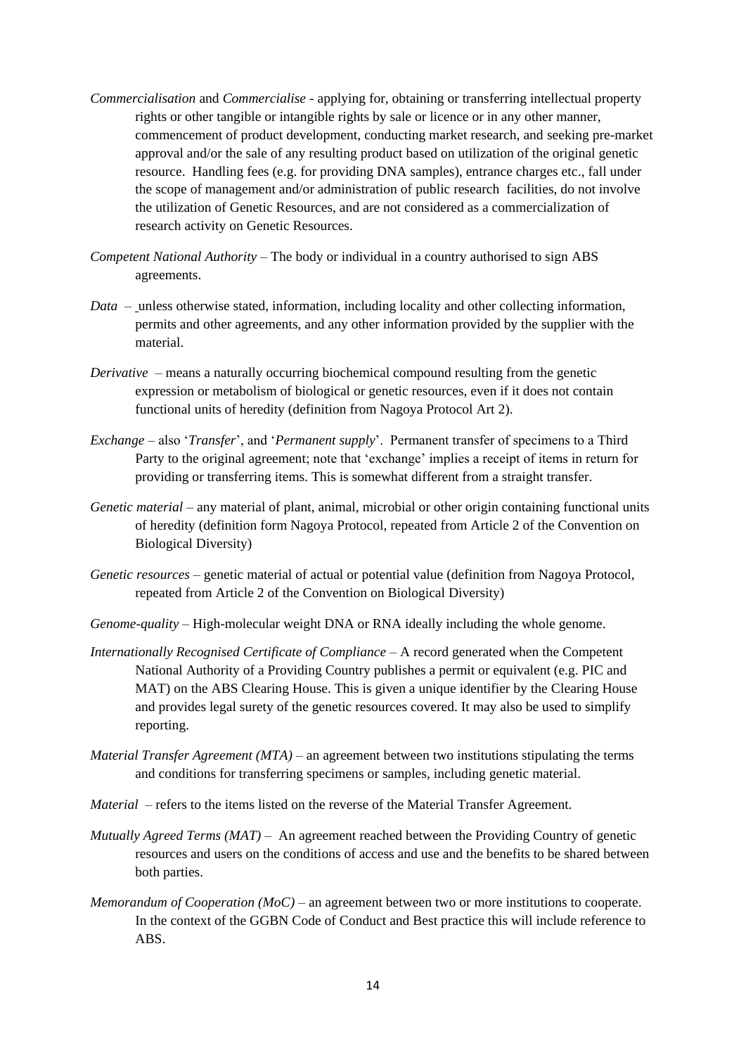*Commercialisation* and *Commercialise* - applying for, obtaining or transferring intellectual property rights or other tangible or intangible rights by sale or licence or in any other manner, commencement of product development, conducting market research, and seeking pre-market approval and/or the sale of any resulting product based on utilization of the original genetic resource. Handling fees (e.g. for providing DNA samples), entrance charges etc., fall under the scope of management and/or administration of public research facilities, do not involve the utilization of Genetic Resources, and are not considered as a commercialization of research activity on Genetic Resources.

*Competent National Authority* – The body or individual in a country authorised to sign ABS agreements.

*Data* – unless otherwise stated, information, including locality and other collecting information, permits and other agreements, and any other information provided by the supplier with the material.

*Derivative* – means a naturally occurring biochemical compound resulting from the genetic expression or metabolism of biological or genetic resources, even if it does not contain functional units of heredity (definition from Nagoya Protocol Art 2).

*Exchange* – also '*Transfer*', and '*Permanent supply*'. Permanent transfer of specimens to a Third Party to the original agreement; note that 'exchange' implies a receipt of items in return for providing or transferring items. This is somewhat different from a straight transfer.

*Genetic material* – any material of plant, animal, microbial or other origin containing functional units of heredity (definition form Nagoya Protocol, repeated from Article 2 of the Convention on Biological Diversity)

*Genetic resources* – genetic material of actual or potential value (definition from Nagoya Protocol, repeated from Article 2 of the Convention on Biological Diversity)

*Genome-quality* – High-molecular weight DNA or RNA ideally including the whole genome.

*Internationally Recognised Certificate of Compliance* – A record generated when the Competent National Authority of a Providing Country publishes a permit or equivalent (e.g. PIC and MAT) on the ABS Clearing House. This is given a unique identifier by the Clearing House and provides legal surety of the genetic resources covered. It may also be used to simplify reporting.

*Material Transfer Agreement (MTA)* – an agreement between two institutions stipulating the terms and conditions for transferring specimens or samples, including genetic material.

*Material* – refers to the items listed on the reverse of the Material Transfer Agreement.

*Mutually Agreed Terms (MAT)* – An agreement reached between the Providing Country of genetic resources and users on the conditions of access and use and the benefits to be shared between both parties.

*Memorandum of Cooperation (MoC)* – an agreement between two or more institutions to cooperate. In the context of the GGBN Code of Conduct and Best practice this will include reference to ABS.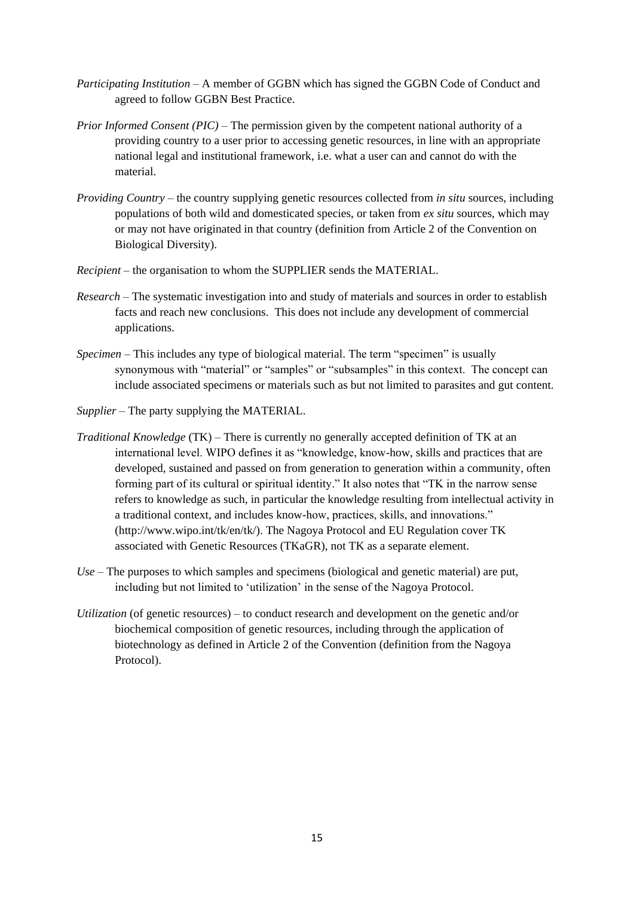*Participating Institution* – A member of GGBN which has signed the GGBN Code of Conduct and agreed to follow GGBN Best Practice.

*Prior Informed Consent (PIC)* – The permission given by the competent national authority of a providing country to a user prior to accessing genetic resources, in line with an appropriate national legal and institutional framework, i.e. what a user can and cannot do with the material.

*Providing Country* – the country supplying genetic resources collected from *in situ* sources, including populations of both wild and domesticated species, or taken from *ex situ* sources, which may or may not have originated in that country (definition from Article 2 of the Convention on Biological Diversity).

*Recipient* – the organisation to whom the SUPPLIER sends the MATERIAL.

*Research* – The systematic investigation into and study of materials and sources in order to establish facts and reach new conclusions. This does not include any development of commercial applications.

*Specimen* – This includes any type of biological material. The term "specimen" is usually synonymous with "material" or "samples" or "subsamples" in this context. The concept can include associated specimens or materials such as but not limited to parasites and gut content.

*Supplier* – The party supplying the MATERIAL.

*Traditional Knowledge* (TK) – There is currently no generally accepted definition of TK at an international level. WIPO defines it as "knowledge, know-how, skills and practices that are developed, sustained and passed on from generation to generation within a community, often forming part of its cultural or spiritual identity." It also notes that "TK in the narrow sense refers to knowledge as such, in particular the knowledge resulting from intellectual activity in a traditional context, and includes know-how, practices, skills, and innovations." (http://www.wipo.int/tk/en/tk/). The Nagoya Protocol and EU Regulation cover TK associated with Genetic Resources (TKaGR), not TK as a separate element.

*Use* – The purposes to which samples and specimens (biological and genetic material) are put, including but not limited to 'utilization' in the sense of the Nagoya Protocol.

*Utilization* (of genetic resources) – to conduct research and development on the genetic and/or biochemical composition of genetic resources, including through the application of biotechnology as defined in Article 2 of the Convention (definition from the Nagoya Protocol).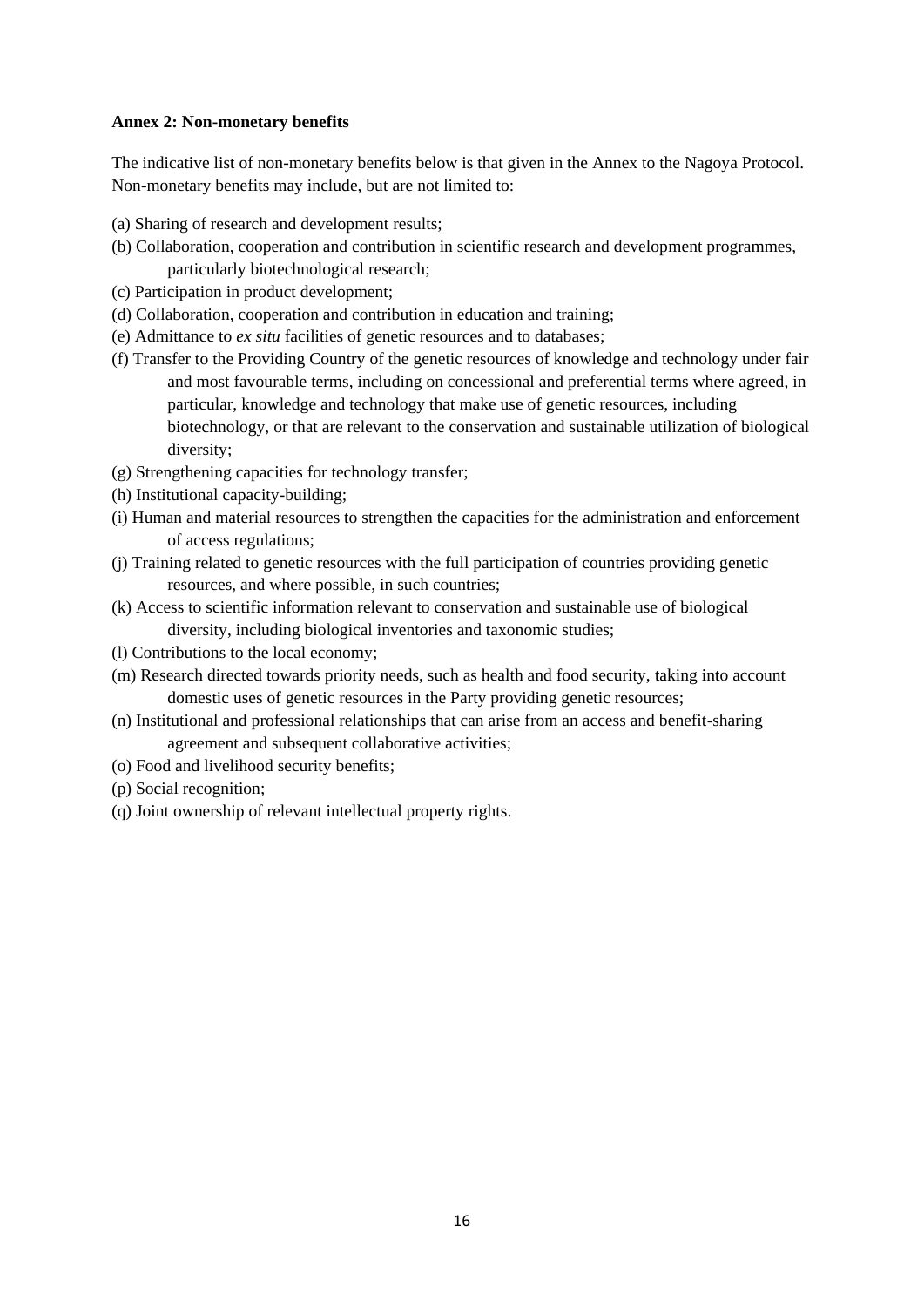**Annex 2: Non-monetary benefits**

The indicative list of non-monetary benefits below is that given in the Annex to the Nagoya Protocol. Non-monetary benefits may include, but are not limited to:

(a) Sharing of research and development results;
(b) Collaboration, cooperation and contribution in scientific research and development programmes, particularly biotechnological research;
(c) Participation in product development;
(d) Collaboration, cooperation and contribution in education and training;
(e) Admittance to *ex situ* facilities of genetic resources and to databases;
(f) Transfer to the Providing Country of the genetic resources of knowledge and technology under fair and most favourable terms, including on concessional and preferential terms where agreed, in particular, knowledge and technology that make use of genetic resources, including biotechnology, or that are relevant to the conservation and sustainable utilization of biological diversity;
(g) Strengthening capacities for technology transfer;
(h) Institutional capacity-building;
(i) Human and material resources to strengthen the capacities for the administration and enforcement of access regulations;
(j) Training related to genetic resources with the full participation of countries providing genetic resources, and where possible, in such countries;
(k) Access to scientific information relevant to conservation and sustainable use of biological diversity, including biological inventories and taxonomic studies;
(l) Contributions to the local economy;
(m) Research directed towards priority needs, such as health and food security, taking into account domestic uses of genetic resources in the Party providing genetic resources;
(n) Institutional and professional relationships that can arise from an access and benefit-sharing agreement and subsequent collaborative activities;
(o) Food and livelihood security benefits;
(p) Social recognition;
(q) Joint ownership of relevant intellectual property rights.